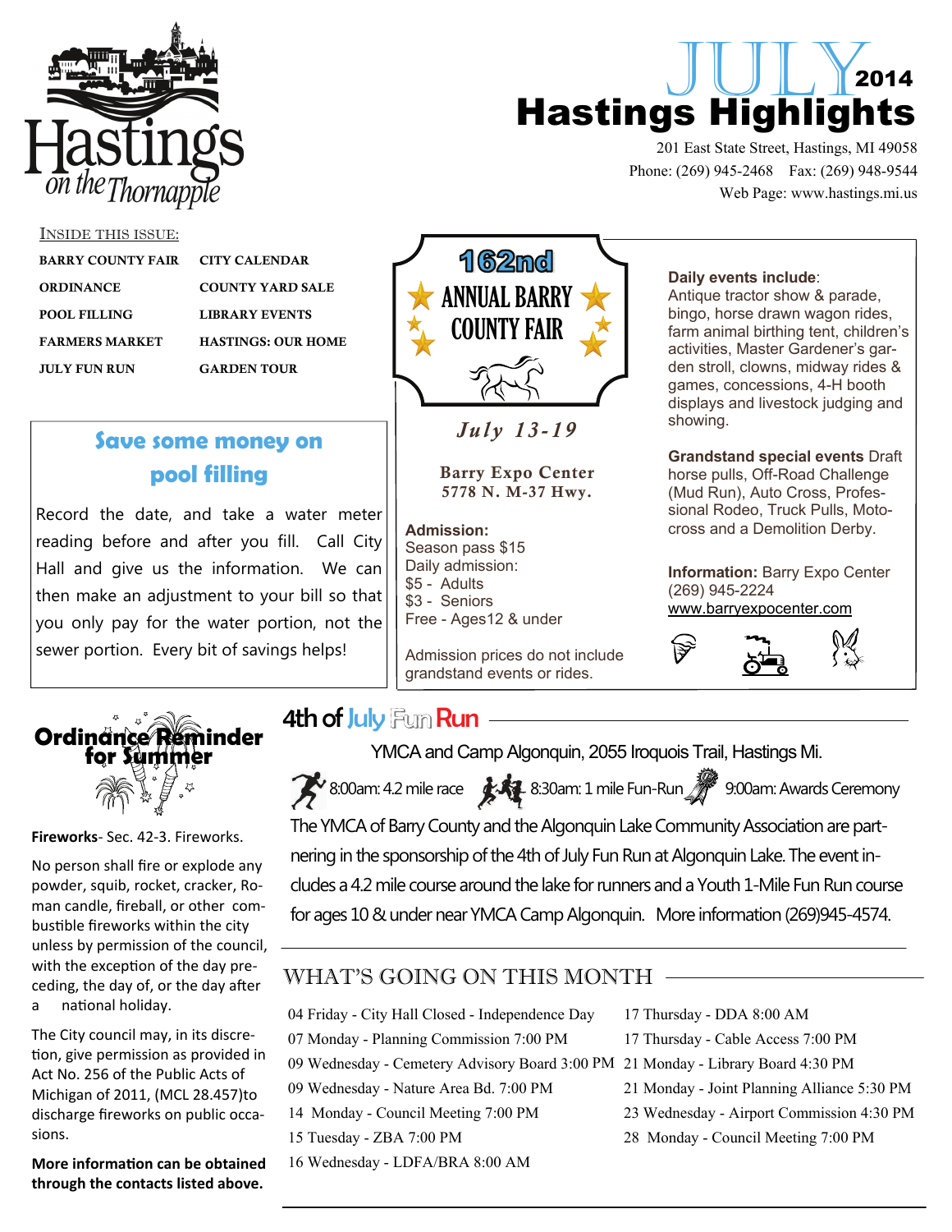# JULY 2014 Hastings Highlights

Hastings on the Thornapple

201 East State Street, Hastings, MI 49058
Phone: (269) 945-2468 Fax: (269) 948-9544
Web Page: www.hastings.mi.us

## Inside this issue:

| | |
|---|---|
| BARRY COUNTY FAIR | CITY CALENDAR |
| ORDINANCE | COUNTY YARD SALE |
| POOL FILLING | LIBRARY EVENTS |
| FARMERS MARKET | HASTINGS: OUR HOME |
| JULY FUN RUN | GARDEN TOUR |

## Save some money on pool filling

Record the date, and take a water meter reading before and after you fill. Call City Hall and give us the information. We can then make an adjustment to your bill so that you only pay for the water portion, not the sewer portion. Every bit of savings helps!

## 162nd ANNUAL BARRY COUNTY FAIR

*July 13-19*

**Barry Expo Center**
**5778 N. M-37 Hwy.**

**Admission:**
Season pass $15
Daily admission:
$5 - Adults
$3 - Seniors
Free - Ages12 & under

Admission prices do not include grandstand events or rides.

**Daily events include**: Antique tractor show & parade, bingo, horse drawn wagon rides, farm animal birthing tent, children's activities, Master Gardener's garden stroll, clowns, midway rides & games, concessions, 4-H booth displays and livestock judging and showing.

**Grandstand special events** Draft horse pulls, Off-Road Challenge (Mud Run), Auto Cross, Professional Rodeo, Truck Pulls, Motocross and a Demolition Derby.

**Information:** Barry Expo Center (269) 945-2224
www.barryexpocenter.com

## Ordinance Reminder for Summer

**Fireworks**- Sec. 42-3. Fireworks.

No person shall fire or explode any powder, squib, rocket, cracker, Roman candle, fireball, or other combustible fireworks within the city unless by permission of the council, with the exception of the day preceding, the day of, or the day after a national holiday.

The City council may, in its discretion, give permission as provided in Act No. 256 of the Public Acts of Michigan of 2011, (MCL 28.457)to discharge fireworks on public occasions.

**More information can be obtained through the contacts listed above.**

## 4th of July Fun Run

YMCA and Camp Algonquin, 2055 Iroquois Trail, Hastings Mi.

8:00am: 4.2 mile race 8:30am: 1 mile Fun-Run 9:00am: Awards Ceremony

The YMCA of Barry County and the Algonquin Lake Community Association are partnering in the sponsorship of the 4th of July Fun Run at Algonquin Lake. The event includes a 4.2 mile course around the lake for runners and a Youth 1-Mile Fun Run course for ages 10 & under near YMCA Camp Algonquin. More information (269)945-4574.

## What's going on this month

- 04 Friday - City Hall Closed - Independence Day
- 07 Monday - Planning Commission 7:00 PM
- 09 Wednesday - Cemetery Advisory Board 3:00 PM
- 09 Wednesday - Nature Area Bd. 7:00 PM
- 14 Monday - Council Meeting 7:00 PM
- 15 Tuesday - ZBA 7:00 PM
- 16 Wednesday - LDFA/BRA 8:00 AM
- 17 Thursday - DDA 8:00 AM
- 17 Thursday - Cable Access 7:00 PM
- 21 Monday - Library Board 4:30 PM
- 21 Monday - Joint Planning Alliance 5:30 PM
- 23 Wednesday - Airport Commission 4:30 PM
- 28 Monday - Council Meeting 7:00 PM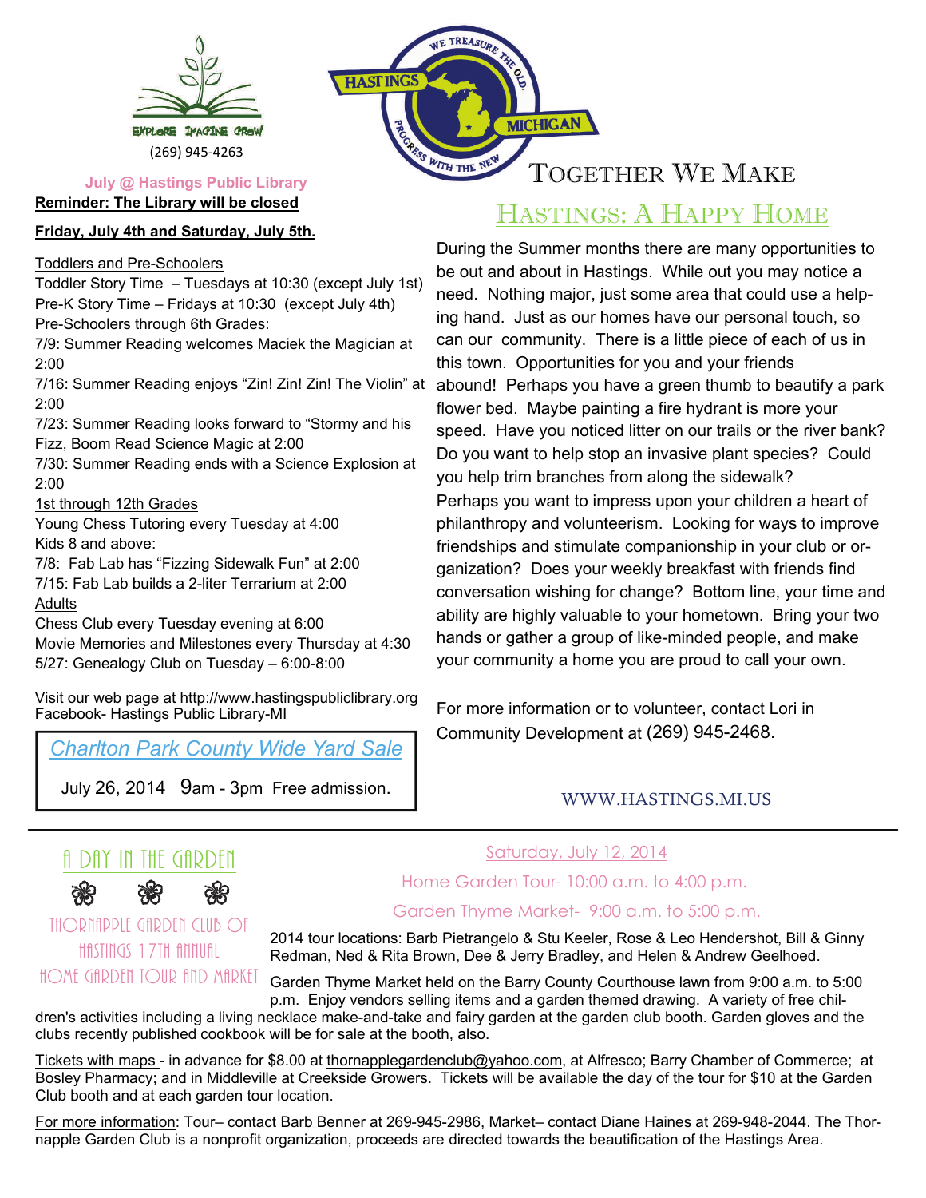EXPLORE IMAGINE GROW

(269) 945-4263

**July @ Hastings Public Library**

**Reminder: The Library will be closed**

**Friday, July 4th and Saturday, July 5th.**

Toddlers and Pre-Schoolers

Toddler Story Time – Tuesdays at 10:30 (except July 1st)

Pre-K Story Time – Fridays at 10:30 (except July 4th)

Pre-Schoolers through 6th Grades:

7/9: Summer Reading welcomes Maciek the Magician at 2:00

7/16: Summer Reading enjoys "Zin! Zin! Zin! The Violin" at 2:00

7/23: Summer Reading looks forward to "Stormy and his Fizz, Boom Read Science Magic at 2:00

7/30: Summer Reading ends with a Science Explosion at 2:00

1st through 12th Grades

Young Chess Tutoring every Tuesday at 4:00

Kids 8 and above:

7/8: Fab Lab has "Fizzing Sidewalk Fun" at 2:00

7/15: Fab Lab builds a 2-liter Terrarium at 2:00

Adults

Chess Club every Tuesday evening at 6:00

Movie Memories and Milestones every Thursday at 4:30

5/27: Genealogy Club on Tuesday – 6:00-8:00

Visit our web page at http://www.hastingspubliclibrary.org

Facebook- Hastings Public Library-MI

*Charlton Park County Wide Yard Sale*

July 26, 2014 9am - 3pm Free admission.

HASTINGS MICHIGAN — WE TREASURE THE OLD. PROGRESS WITH THE NEW

## TOGETHER WE MAKE HASTINGS: A HAPPY HOME

During the Summer months there are many opportunities to be out and about in Hastings. While out you may notice a need. Nothing major, just some area that could use a helping hand. Just as our homes have our personal touch, so can our community. There is a little piece of each of us in this town. Opportunities for you and your friends abound! Perhaps you have a green thumb to beautify a park flower bed. Maybe painting a fire hydrant is more your speed. Have you noticed litter on our trails or the river bank? Do you want to help stop an invasive plant species? Could you help trim branches from along the sidewalk? Perhaps you want to impress upon your children a heart of philanthropy and volunteerism. Looking for ways to improve friendships and stimulate companionship in your club or organization? Does your weekly breakfast with friends find conversation wishing for change? Bottom line, your time and ability are highly valuable to your hometown. Bring your two hands or gather a group of like-minded people, and make your community a home you are proud to call your own.

For more information or to volunteer, contact Lori in Community Development at (269) 945-2468.

WWW.HASTINGS.MI.US

---

## A DAY IN THE GARDEN

❀ ❀ ❀

THORNAPPLE GARDEN CLUB OF HASTINGS 17TH ANNUAL HOME GARDEN TOUR AND MARKET

Saturday, July 12, 2014

Home Garden Tour- 10:00 a.m. to 4:00 p.m.

Garden Thyme Market- 9:00 a.m. to 5:00 p.m.

2014 tour locations: Barb Pietrangelo & Stu Keeler, Rose & Leo Hendershot, Bill & Ginny Redman, Ned & Rita Brown, Dee & Jerry Bradley, and Helen & Andrew Geelhoed.

Garden Thyme Market held on the Barry County Courthouse lawn from 9:00 a.m. to 5:00 p.m. Enjoy vendors selling items and a garden themed drawing. A variety of free children's activities including a living necklace make-and-take and fairy garden at the garden club booth. Garden gloves and the clubs recently published cookbook will be for sale at the booth, also.

Tickets with maps - in advance for $8.00 at thornapplegardenclub@yahoo.com, at Alfresco; Barry Chamber of Commerce; at Bosley Pharmacy; and in Middleville at Creekside Growers. Tickets will be available the day of the tour for $10 at the Garden Club booth and at each garden tour location.

For more information: Tour– contact Barb Benner at 269-945-2986, Market– contact Diane Haines at 269-948-2044. The Thornapple Garden Club is a nonprofit organization, proceeds are directed towards the beautification of the Hastings Area.